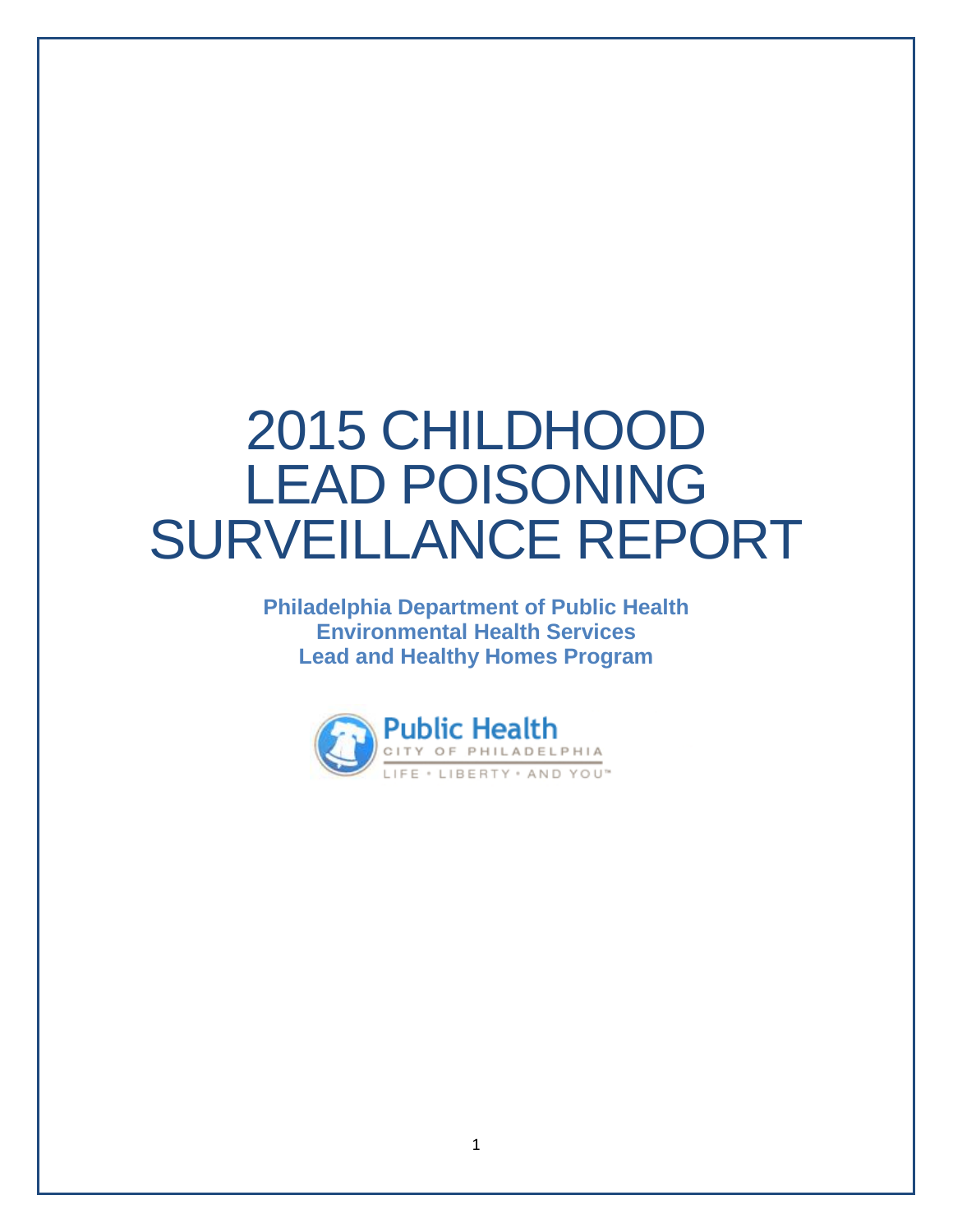# 2015 CHILDHOOD LEAD POISONING SURVEILLANCE REPORT

**Philadelphia Department of Public Health**
**Environmental Health Services**
**Lead and Healthy Homes Program**

Public Health
CITY OF PHILADELPHIA
LIFE • LIBERTY • AND YOU™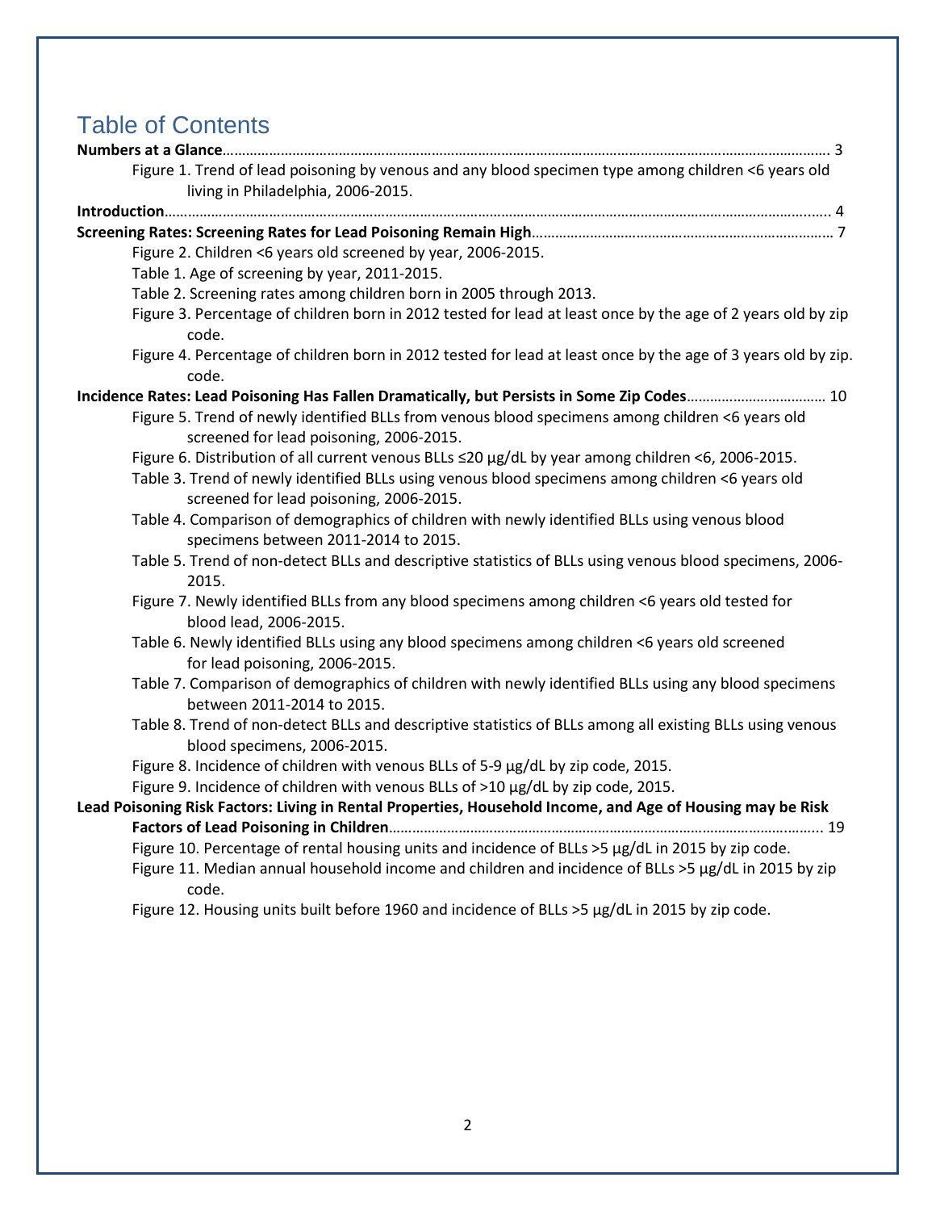# Table of Contents

**Numbers at a Glance**……………………………………………………………………………………………………………………………………… 3

- Figure 1. Trend of lead poisoning by venous and any blood specimen type among children <6 years old living in Philadelphia, 2006-2015.

**Introduction**………………………………………………………………………………………………………………………………………………….. 4

**Screening Rates: Screening Rates for Lead Poisoning Remain High**……………………………………………………………………… 7

- Figure 2. Children <6 years old screened by year, 2006-2015.
- Table 1. Age of screening by year, 2011-2015.
- Table 2. Screening rates among children born in 2005 through 2013.
- Figure 3. Percentage of children born in 2012 tested for lead at least once by the age of 2 years old by zip code.
- Figure 4. Percentage of children born in 2012 tested for lead at least once by the age of 3 years old by zip. code.

**Incidence Rates: Lead Poisoning Has Fallen Dramatically, but Persists in Some Zip Codes**……………………………… 10

- Figure 5. Trend of newly identified BLLs from venous blood specimens among children <6 years old screened for lead poisoning, 2006-2015.
- Figure 6. Distribution of all current venous BLLs ≤20 µg/dL by year among children <6, 2006-2015.
- Table 3. Trend of newly identified BLLs using venous blood specimens among children <6 years old screened for lead poisoning, 2006-2015.
- Table 4. Comparison of demographics of children with newly identified BLLs using venous blood specimens between 2011-2014 to 2015.
- Table 5. Trend of non-detect BLLs and descriptive statistics of BLLs using venous blood specimens, 2006-2015.
- Figure 7. Newly identified BLLs from any blood specimens among children <6 years old tested for blood lead, 2006-2015.
- Table 6. Newly identified BLLs using any blood specimens among children <6 years old screened for lead poisoning, 2006-2015.
- Table 7. Comparison of demographics of children with newly identified BLLs using any blood specimens between 2011-2014 to 2015.
- Table 8. Trend of non-detect BLLs and descriptive statistics of BLLs among all existing BLLs using venous blood specimens, 2006-2015.
- Figure 8. Incidence of children with venous BLLs of 5-9 µg/dL by zip code, 2015.
- Figure 9. Incidence of children with venous BLLs of >10 µg/dL by zip code, 2015.

**Lead Poisoning Risk Factors: Living in Rental Properties, Household Income, and Age of Housing may be Risk Factors of Lead Poisoning in Children**………………………………………………………………………………………….. 19

- Figure 10. Percentage of rental housing units and incidence of BLLs >5 µg/dL in 2015 by zip code.
- Figure 11. Median annual household income and children and incidence of BLLs >5 µg/dL in 2015 by zip code.
- Figure 12. Housing units built before 1960 and incidence of BLLs >5 µg/dL in 2015 by zip code.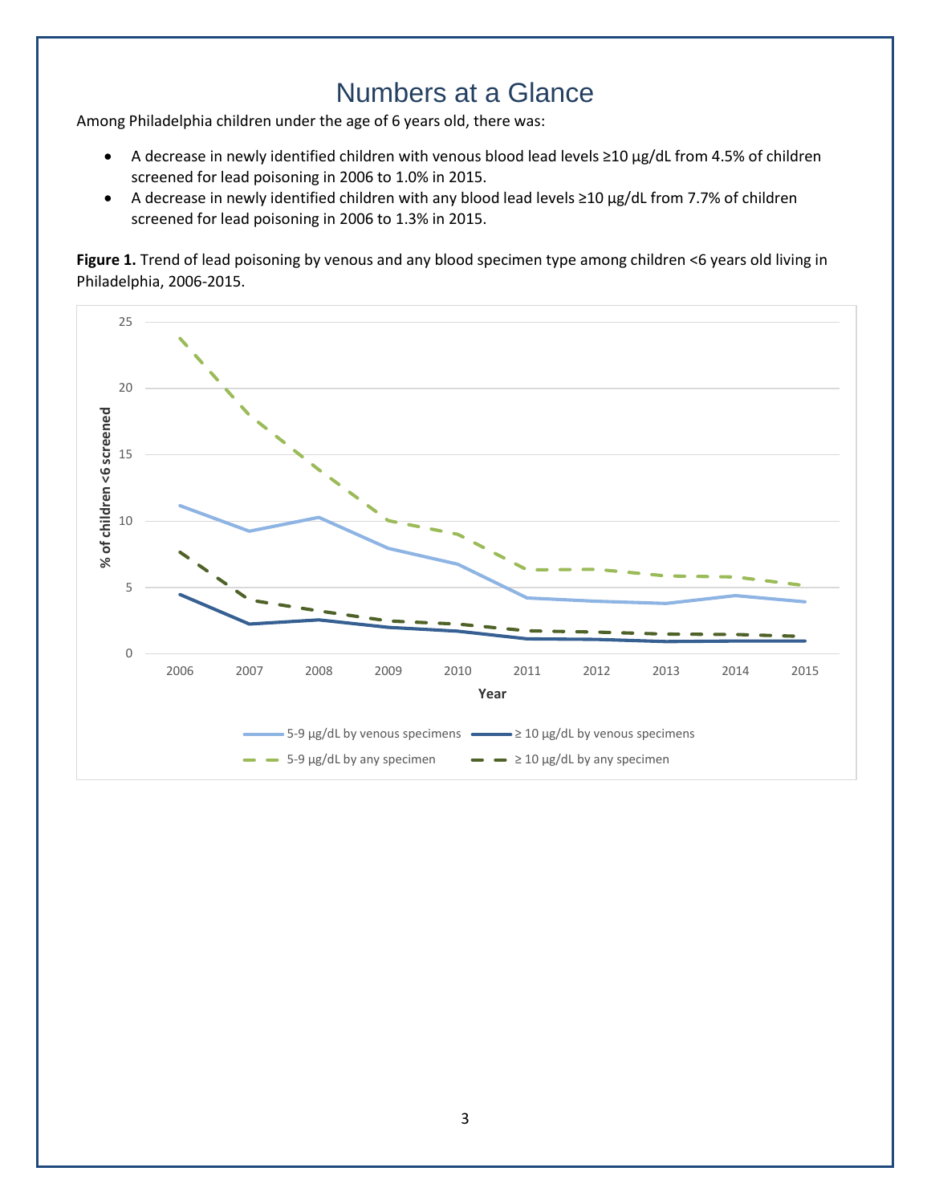# Numbers at a Glance

Among Philadelphia children under the age of 6 years old, there was:

- A decrease in newly identified children with venous blood lead levels ≥10 µg/dL from 4.5% of children screened for lead poisoning in 2006 to 1.0% in 2015.
- A decrease in newly identified children with any blood lead levels ≥10 µg/dL from 7.7% of children screened for lead poisoning in 2006 to 1.3% in 2015.

**Figure 1.** Trend of lead poisoning by venous and any blood specimen type among children <6 years old living in Philadelphia, 2006-2015.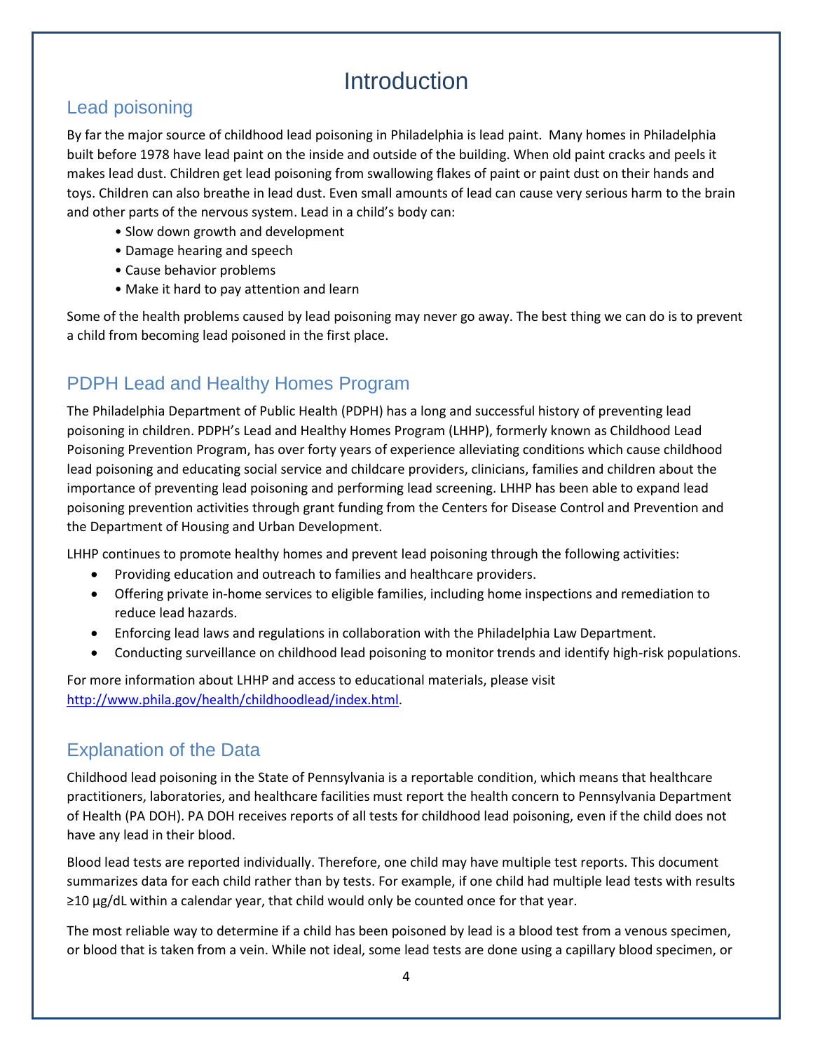# Introduction

## Lead poisoning

By far the major source of childhood lead poisoning in Philadelphia is lead paint. Many homes in Philadelphia built before 1978 have lead paint on the inside and outside of the building. When old paint cracks and peels it makes lead dust. Children get lead poisoning from swallowing flakes of paint or paint dust on their hands and toys. Children can also breathe in lead dust. Even small amounts of lead can cause very serious harm to the brain and other parts of the nervous system. Lead in a child's body can:

- Slow down growth and development
- Damage hearing and speech
- Cause behavior problems
- Make it hard to pay attention and learn

Some of the health problems caused by lead poisoning may never go away. The best thing we can do is to prevent a child from becoming lead poisoned in the first place.

## PDPH Lead and Healthy Homes Program

The Philadelphia Department of Public Health (PDPH) has a long and successful history of preventing lead poisoning in children. PDPH's Lead and Healthy Homes Program (LHHP), formerly known as Childhood Lead Poisoning Prevention Program, has over forty years of experience alleviating conditions which cause childhood lead poisoning and educating social service and childcare providers, clinicians, families and children about the importance of preventing lead poisoning and performing lead screening. LHHP has been able to expand lead poisoning prevention activities through grant funding from the Centers for Disease Control and Prevention and the Department of Housing and Urban Development.

LHHP continues to promote healthy homes and prevent lead poisoning through the following activities:

- Providing education and outreach to families and healthcare providers.
- Offering private in-home services to eligible families, including home inspections and remediation to reduce lead hazards.
- Enforcing lead laws and regulations in collaboration with the Philadelphia Law Department.
- Conducting surveillance on childhood lead poisoning to monitor trends and identify high-risk populations.

For more information about LHHP and access to educational materials, please visit http://www.phila.gov/health/childhoodlead/index.html.

## Explanation of the Data

Childhood lead poisoning in the State of Pennsylvania is a reportable condition, which means that healthcare practitioners, laboratories, and healthcare facilities must report the health concern to Pennsylvania Department of Health (PA DOH). PA DOH receives reports of all tests for childhood lead poisoning, even if the child does not have any lead in their blood.

Blood lead tests are reported individually. Therefore, one child may have multiple test reports. This document summarizes data for each child rather than by tests. For example, if one child had multiple lead tests with results ≥10 μg/dL within a calendar year, that child would only be counted once for that year.

The most reliable way to determine if a child has been poisoned by lead is a blood test from a venous specimen, or blood that is taken from a vein. While not ideal, some lead tests are done using a capillary blood specimen, or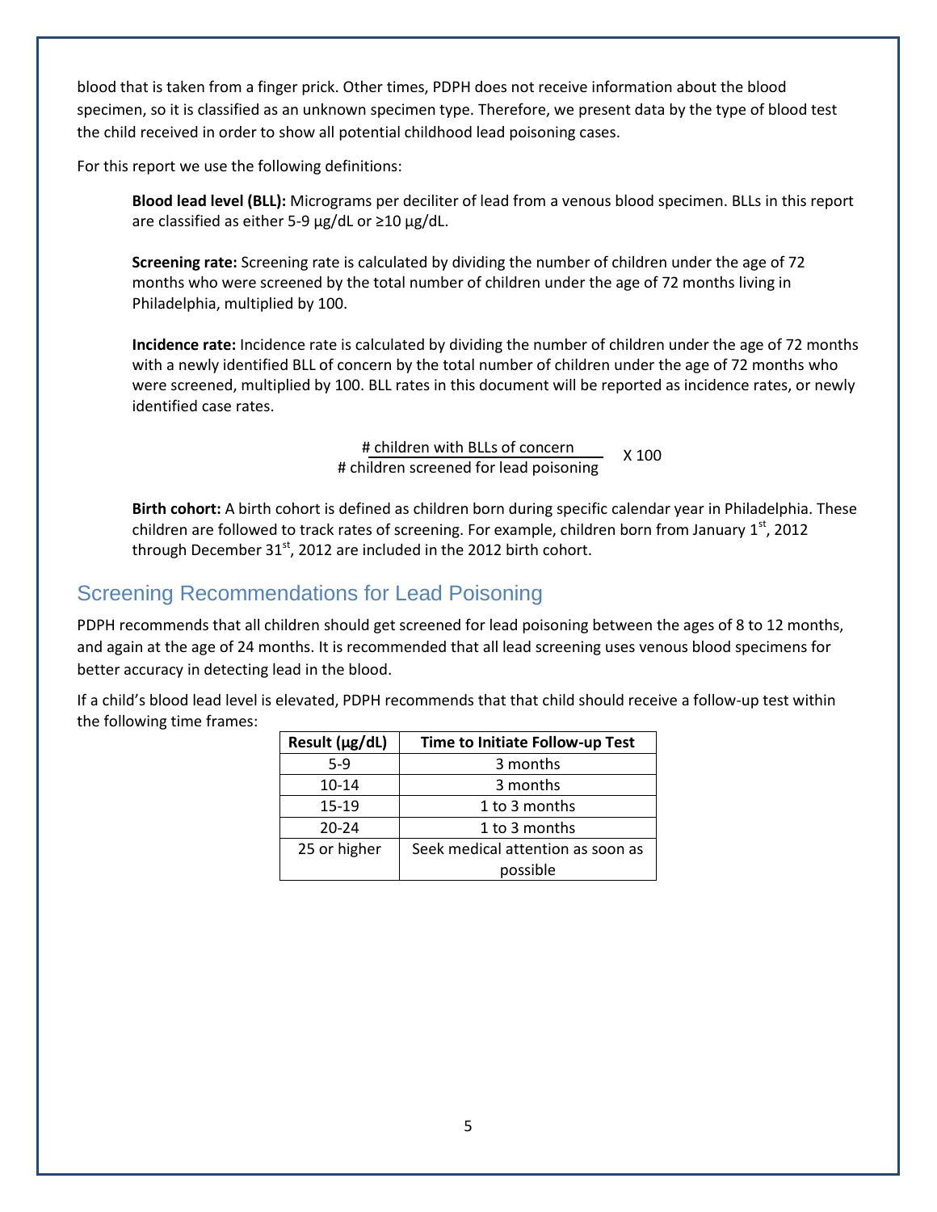blood that is taken from a finger prick. Other times, PDPH does not receive information about the blood specimen, so it is classified as an unknown specimen type. Therefore, we present data by the type of blood test the child received in order to show all potential childhood lead poisoning cases.

For this report we use the following definitions:

**Blood lead level (BLL):** Micrograms per deciliter of lead from a venous blood specimen. BLLs in this report are classified as either 5-9 µg/dL or ≥10 µg/dL.

**Screening rate:** Screening rate is calculated by dividing the number of children under the age of 72 months who were screened by the total number of children under the age of 72 months living in Philadelphia, multiplied by 100.

**Incidence rate:** Incidence rate is calculated by dividing the number of children under the age of 72 months with a newly identified BLL of concern by the total number of children under the age of 72 months who were screened, multiplied by 100. BLL rates in this document will be reported as incidence rates, or newly identified case rates.

$$\frac{\text{\# children with BLLs of concern}}{\text{\# children screened for lead poisoning}} \times 100$$

**Birth cohort:** A birth cohort is defined as children born during specific calendar year in Philadelphia. These children are followed to track rates of screening. For example, children born from January 1st, 2012 through December 31st, 2012 are included in the 2012 birth cohort.

## Screening Recommendations for Lead Poisoning

PDPH recommends that all children should get screened for lead poisoning between the ages of 8 to 12 months, and again at the age of 24 months. It is recommended that all lead screening uses venous blood specimens for better accuracy in detecting lead in the blood.

If a child's blood lead level is elevated, PDPH recommends that that child should receive a follow-up test within the following time frames:

| Result (µg/dL) | Time to Initiate Follow-up Test |
|---|---|
| 5-9 | 3 months |
| 10-14 | 3 months |
| 15-19 | 1 to 3 months |
| 20-24 | 1 to 3 months |
| 25 or higher | Seek medical attention as soon as possible |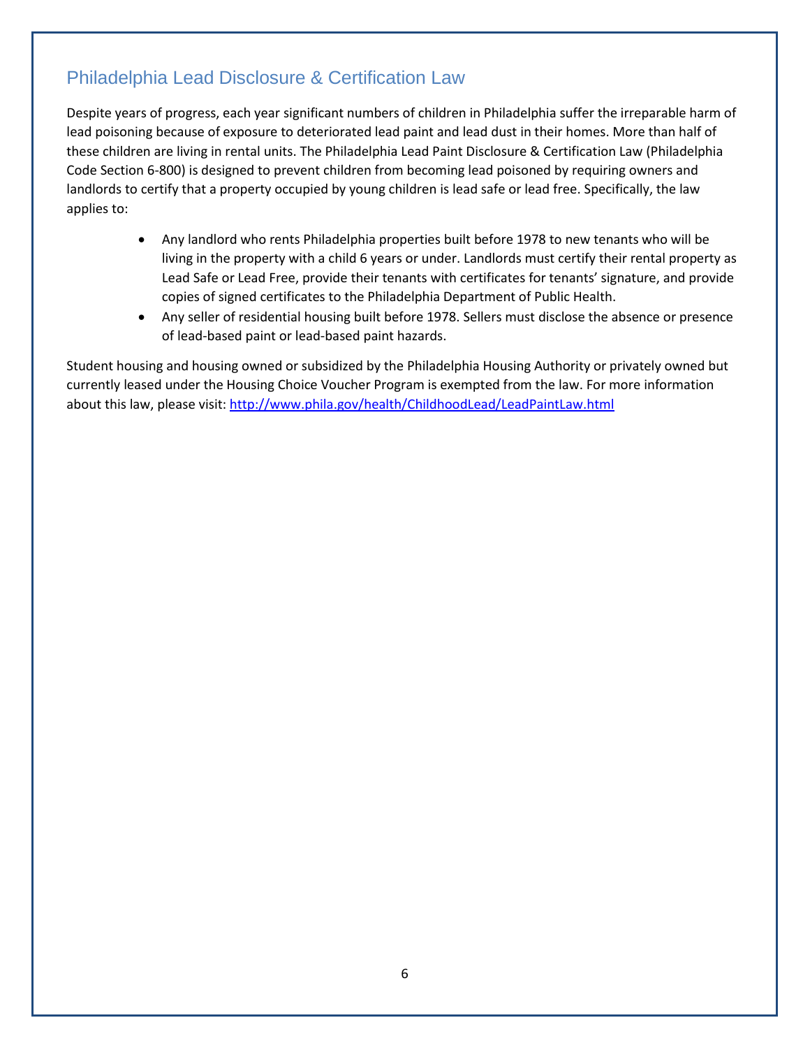## Philadelphia Lead Disclosure & Certification Law

Despite years of progress, each year significant numbers of children in Philadelphia suffer the irreparable harm of lead poisoning because of exposure to deteriorated lead paint and lead dust in their homes. More than half of these children are living in rental units. The Philadelphia Lead Paint Disclosure & Certification Law (Philadelphia Code Section 6-800) is designed to prevent children from becoming lead poisoned by requiring owners and landlords to certify that a property occupied by young children is lead safe or lead free. Specifically, the law applies to:

- Any landlord who rents Philadelphia properties built before 1978 to new tenants who will be living in the property with a child 6 years or under. Landlords must certify their rental property as Lead Safe or Lead Free, provide their tenants with certificates for tenants' signature, and provide copies of signed certificates to the Philadelphia Department of Public Health.
- Any seller of residential housing built before 1978. Sellers must disclose the absence or presence of lead-based paint or lead-based paint hazards.

Student housing and housing owned or subsidized by the Philadelphia Housing Authority or privately owned but currently leased under the Housing Choice Voucher Program is exempted from the law. For more information about this law, please visit: [http://www.phila.gov/health/ChildhoodLead/LeadPaintLaw.html](http://www.phila.gov/health/ChildhoodLead/LeadPaintLaw.html)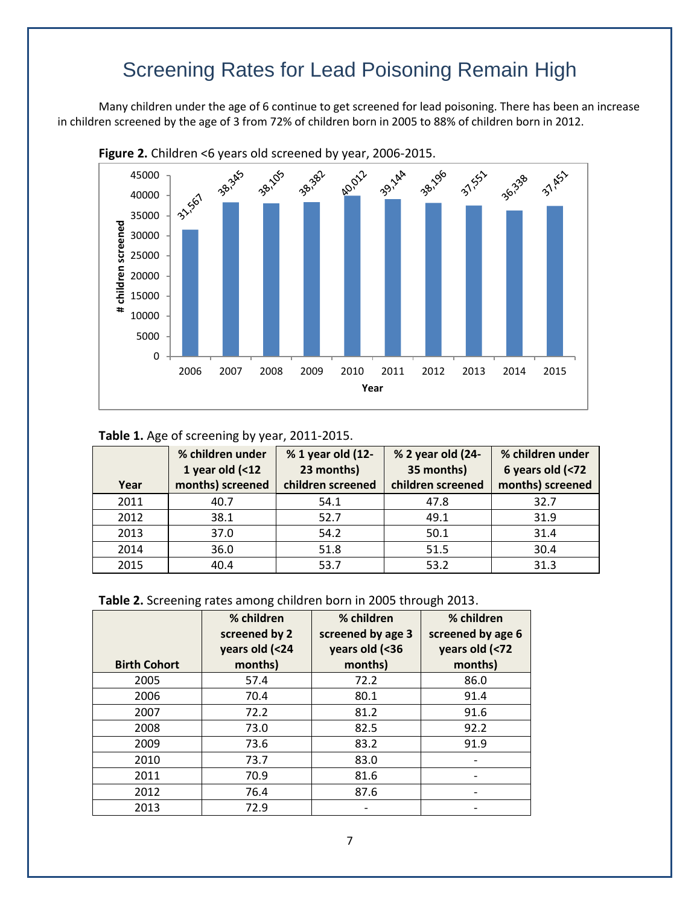# Screening Rates for Lead Poisoning Remain High

Many children under the age of 6 continue to get screened for lead poisoning. There has been an increase in children screened by the age of 3 from 72% of children born in 2005 to 88% of children born in 2012.

**Figure 2.** Children <6 years old screened by year, 2006-2015.

| Year | # children screened |
|---|---|
| 2006 | 31,567 |
| 2007 | 38,345 |
| 2008 | 38,105 |
| 2009 | 38,382 |
| 2010 | 40,012 |
| 2011 | 39,144 |
| 2012 | 38,196 |
| 2013 | 37,551 |
| 2014 | 36,338 |
| 2015 | 37,451 |

**Table 1.** Age of screening by year, 2011-2015.

| Year | % children under 1 year old (<12 months) screened | % 1 year old (12-23 months) children screened | % 2 year old (24-35 months) children screened | % children under 6 years old (<72 months) screened |
|---|---|---|---|---|
| 2011 | 40.7 | 54.1 | 47.8 | 32.7 |
| 2012 | 38.1 | 52.7 | 49.1 | 31.9 |
| 2013 | 37.0 | 54.2 | 50.1 | 31.4 |
| 2014 | 36.0 | 51.8 | 51.5 | 30.4 |
| 2015 | 40.4 | 53.7 | 53.2 | 31.3 |

**Table 2.** Screening rates among children born in 2005 through 2013.

| Birth Cohort | % children screened by 2 years old (<24 months) | % children screened by age 3 years old (<36 months) | % children screened by age 6 years old (<72 months) |
|---|---|---|---|
| 2005 | 57.4 | 72.2 | 86.0 |
| 2006 | 70.4 | 80.1 | 91.4 |
| 2007 | 72.2 | 81.2 | 91.6 |
| 2008 | 73.0 | 82.5 | 92.2 |
| 2009 | 73.6 | 83.2 | 91.9 |
| 2010 | 73.7 | 83.0 | - |
| 2011 | 70.9 | 81.6 | - |
| 2012 | 76.4 | 87.6 | - |
| 2013 | 72.9 | - | - |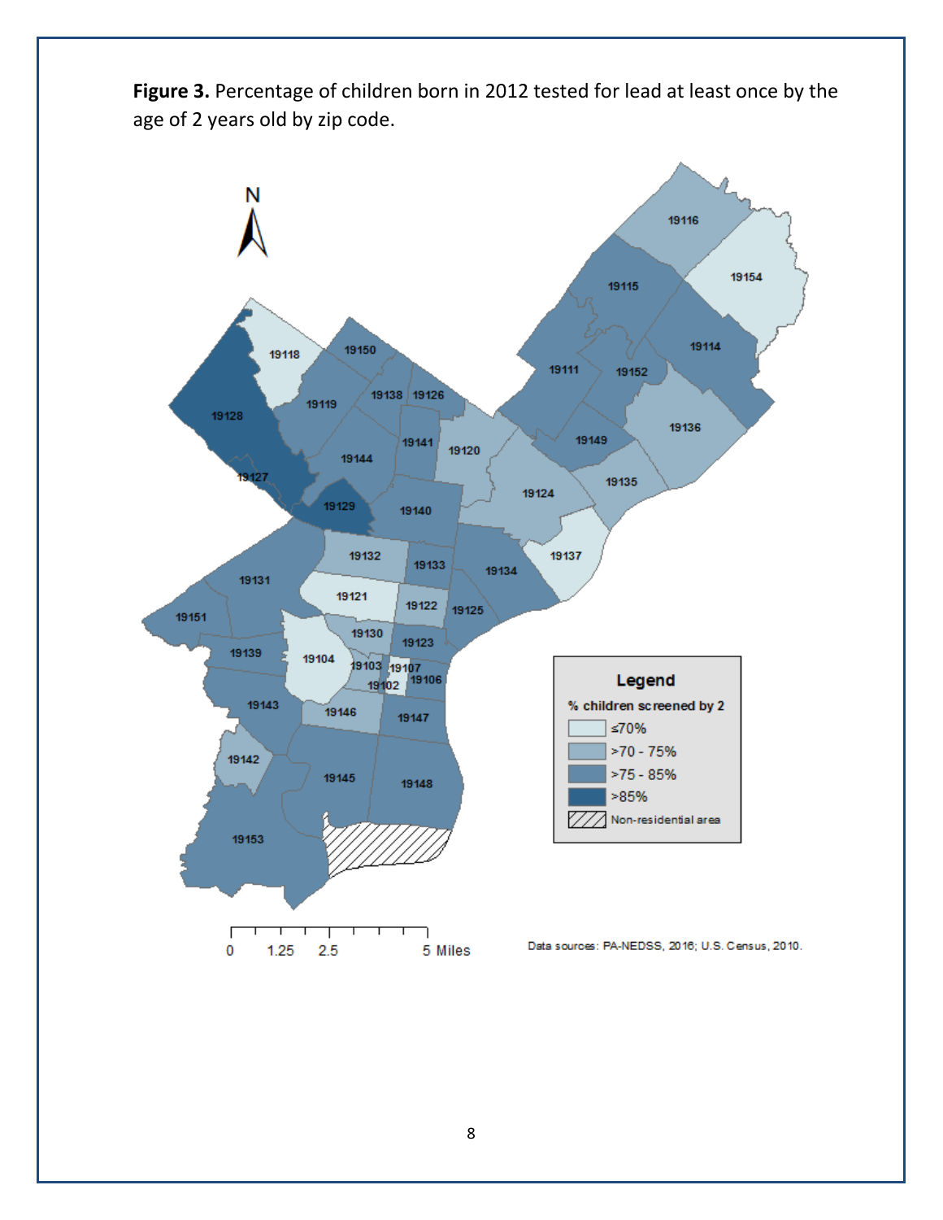**Figure 3.** Percentage of children born in 2012 tested for lead at least once by the age of 2 years old by zip code.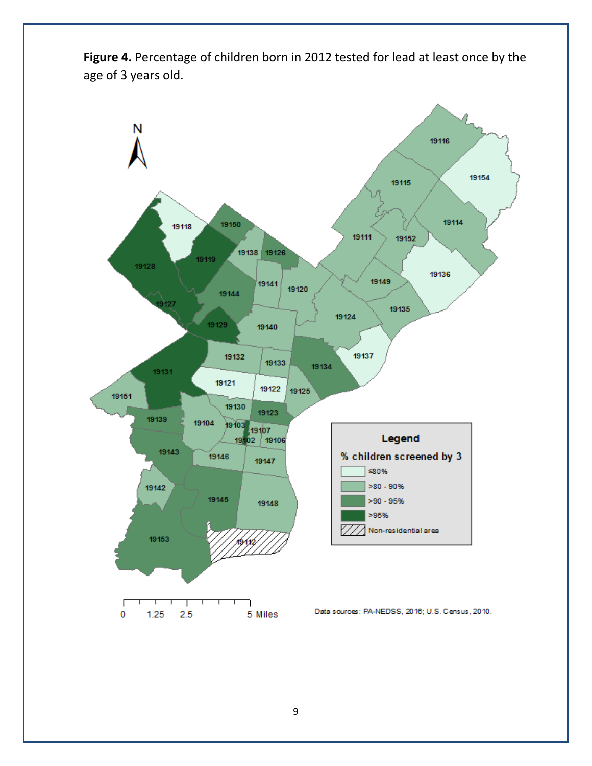**Figure 4.** Percentage of children born in 2012 tested for lead at least once by the age of 3 years old.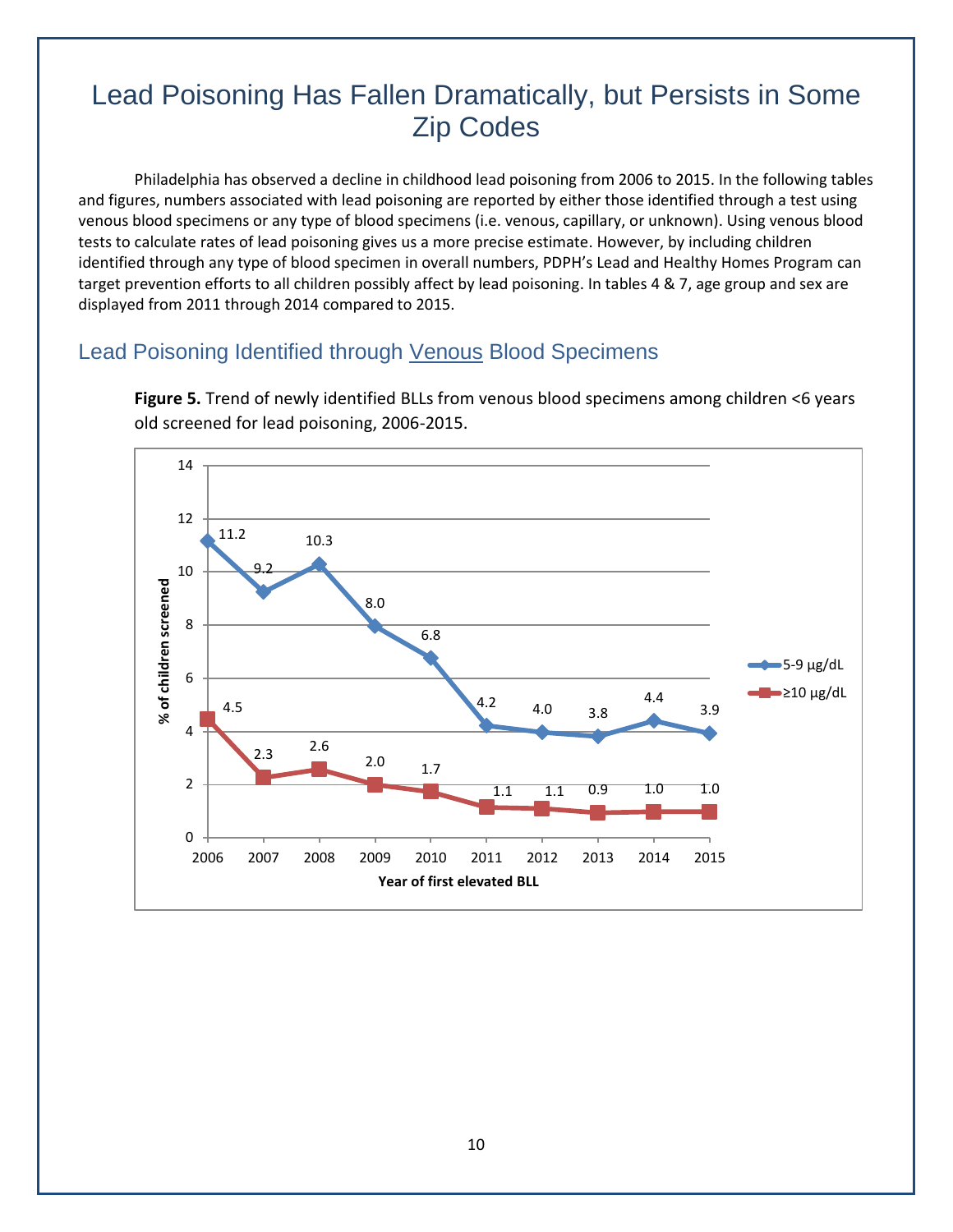# Lead Poisoning Has Fallen Dramatically, but Persists in Some Zip Codes

Philadelphia has observed a decline in childhood lead poisoning from 2006 to 2015. In the following tables and figures, numbers associated with lead poisoning are reported by either those identified through a test using venous blood specimens or any type of blood specimens (i.e. venous, capillary, or unknown). Using venous blood tests to calculate rates of lead poisoning gives us a more precise estimate. However, by including children identified through any type of blood specimen in overall numbers, PDPH's Lead and Healthy Homes Program can target prevention efforts to all children possibly affect by lead poisoning. In tables 4 & 7, age group and sex are displayed from 2011 through 2014 compared to 2015.

## Lead Poisoning Identified through Venous Blood Specimens

**Figure 5.** Trend of newly identified BLLs from venous blood specimens among children <6 years old screened for lead poisoning, 2006-2015.

| Year of first elevated BLL | 5-9 µg/dL (% of children screened) | ≥10 µg/dL (% of children screened) |
|---|---|---|
| 2006 | 11.2 | 4.5 |
| 2007 | 9.2 | 2.3 |
| 2008 | 10.3 | 2.6 |
| 2009 | 8.0 | 2.0 |
| 2010 | 6.8 | 1.7 |
| 2011 | 4.2 | 1.1 |
| 2012 | 4.0 | 1.1 |
| 2013 | 3.8 | 0.9 |
| 2014 | 4.4 | 1.0 |
| 2015 | 3.9 | 1.0 |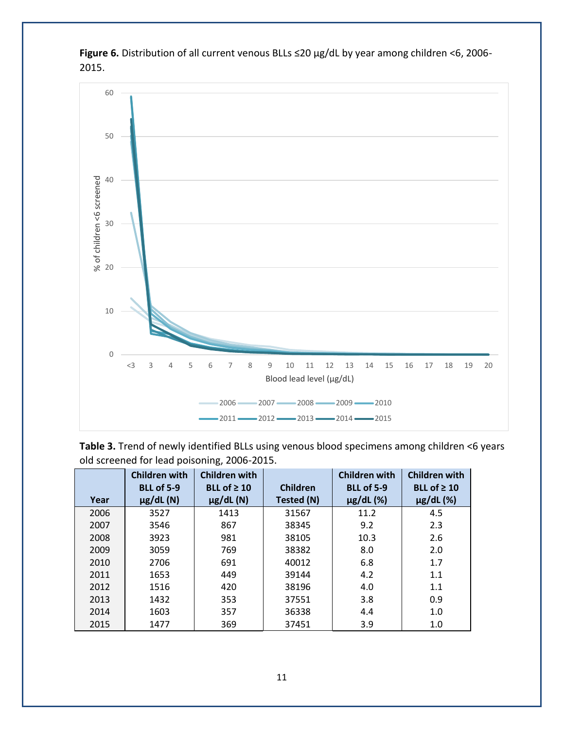**Figure 6.** Distribution of all current venous BLLs ≤20 µg/dL by year among children <6, 2006-2015.

**Table 3.** Trend of newly identified BLLs using venous blood specimens among children <6 years old screened for lead poisoning, 2006-2015.

| Year | Children with BLL of 5-9 µg/dL (N) | Children with BLL of ≥ 10 µg/dL (N) | Children Tested (N) | Children with BLL of 5-9 µg/dL (%) | Children with BLL of ≥ 10 µg/dL (%) |
|---|---|---|---|---|---|
| 2006 | 3527 | 1413 | 31567 | 11.2 | 4.5 |
| 2007 | 3546 | 867 | 38345 | 9.2 | 2.3 |
| 2008 | 3923 | 981 | 38105 | 10.3 | 2.6 |
| 2009 | 3059 | 769 | 38382 | 8.0 | 2.0 |
| 2010 | 2706 | 691 | 40012 | 6.8 | 1.7 |
| 2011 | 1653 | 449 | 39144 | 4.2 | 1.1 |
| 2012 | 1516 | 420 | 38196 | 4.0 | 1.1 |
| 2013 | 1432 | 353 | 37551 | 3.8 | 0.9 |
| 2014 | 1603 | 357 | 36338 | 4.4 | 1.0 |
| 2015 | 1477 | 369 | 37451 | 3.9 | 1.0 |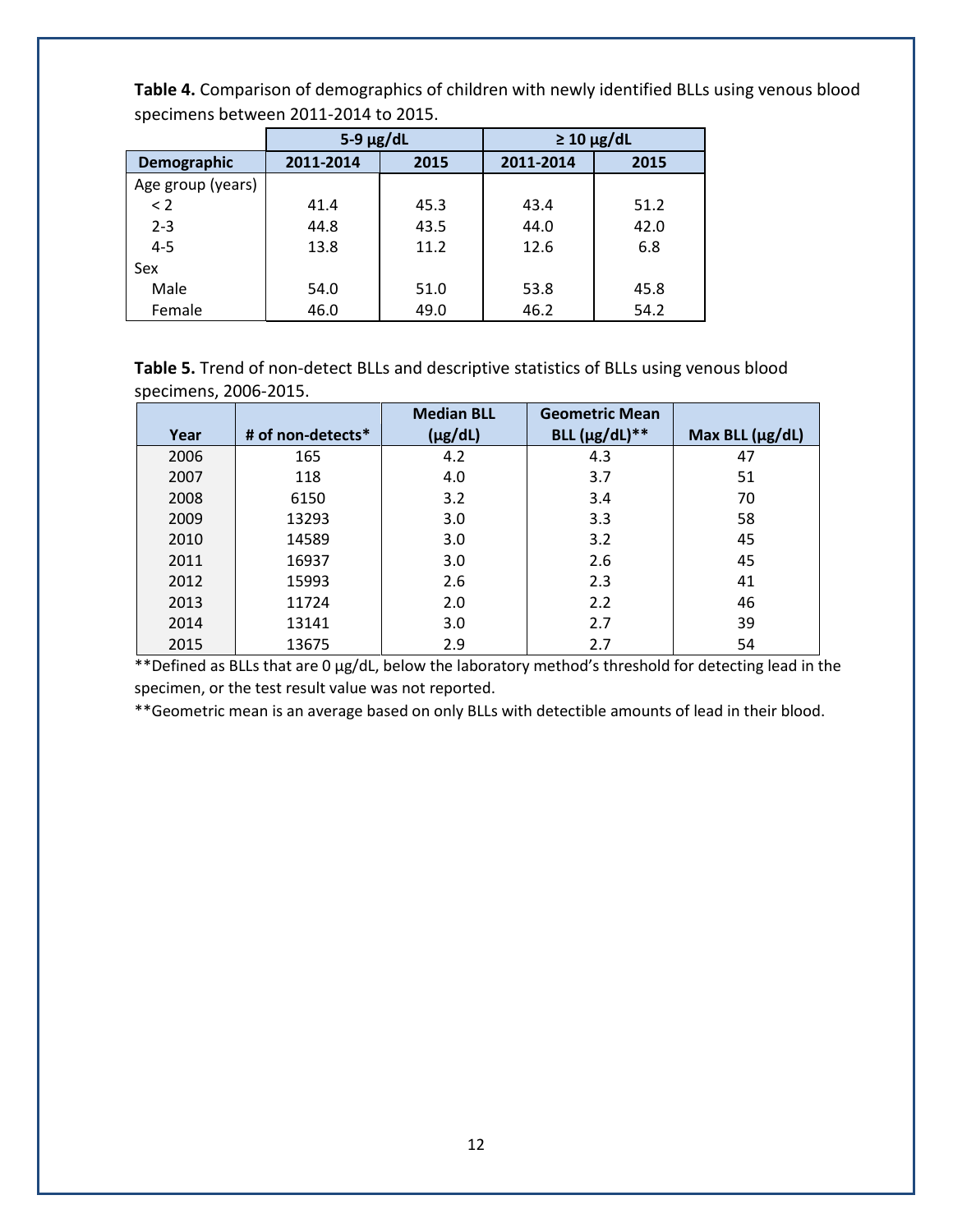**Table 4.** Comparison of demographics of children with newly identified BLLs using venous blood specimens between 2011-2014 to 2015.

| | 5-9 µg/dL | | ≥ 10 µg/dL | |
|---|---|---|---|---|
| **Demographic** | **2011-2014** | **2015** | **2011-2014** | **2015** |
| Age group (years) | | | | |
| < 2 | 41.4 | 45.3 | 43.4 | 51.2 |
| 2-3 | 44.8 | 43.5 | 44.0 | 42.0 |
| 4-5 | 13.8 | 11.2 | 12.6 | 6.8 |
| Sex | | | | |
| Male | 54.0 | 51.0 | 53.8 | 45.8 |
| Female | 46.0 | 49.0 | 46.2 | 54.2 |

**Table 5.** Trend of non-detect BLLs and descriptive statistics of BLLs using venous blood specimens, 2006-2015.

| Year | # of non-detects* | Median BLL (µg/dL) | Geometric Mean BLL (µg/dL)** | Max BLL (µg/dL) |
|---|---|---|---|---|
| 2006 | 165 | 4.2 | 4.3 | 47 |
| 2007 | 118 | 4.0 | 3.7 | 51 |
| 2008 | 6150 | 3.2 | 3.4 | 70 |
| 2009 | 13293 | 3.0 | 3.3 | 58 |
| 2010 | 14589 | 3.0 | 3.2 | 45 |
| 2011 | 16937 | 3.0 | 2.6 | 45 |
| 2012 | 15993 | 2.6 | 2.3 | 41 |
| 2013 | 11724 | 2.0 | 2.2 | 46 |
| 2014 | 13141 | 3.0 | 2.7 | 39 |
| 2015 | 13675 | 2.9 | 2.7 | 54 |

**Defined as BLLs that are 0 µg/dL, below the laboratory method's threshold for detecting lead in the specimen, or the test result value was not reported.

**Geometric mean is an average based on only BLLs with detectible amounts of lead in their blood.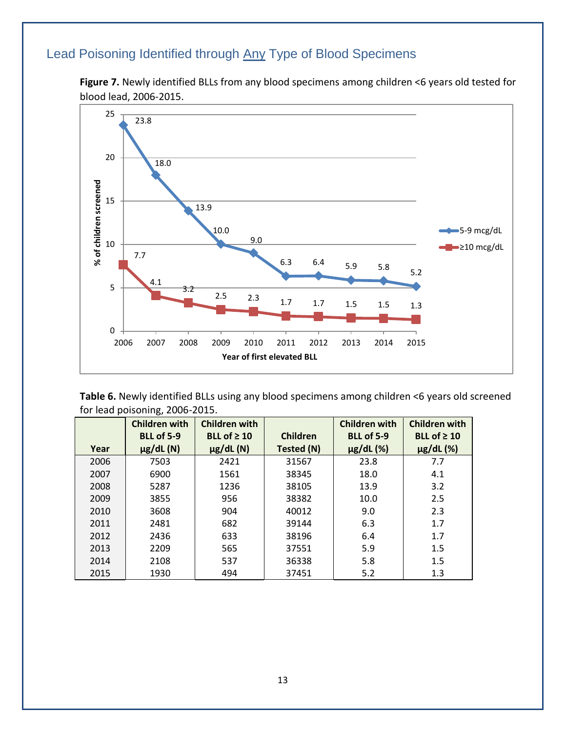## Lead Poisoning Identified through Any Type of Blood Specimens

**Figure 7.** Newly identified BLLs from any blood specimens among children <6 years old tested for blood lead, 2006-2015.

**Table 6.** Newly identified BLLs using any blood specimens among children <6 years old screened for lead poisoning, 2006-2015.

| Year | Children with BLL of 5-9 µg/dL (N) | Children with BLL of ≥ 10 µg/dL (N) | Children Tested (N) | Children with BLL of 5-9 µg/dL (%) | Children with BLL of ≥ 10 µg/dL (%) |
|---|---|---|---|---|---|
| 2006 | 7503 | 2421 | 31567 | 23.8 | 7.7 |
| 2007 | 6900 | 1561 | 38345 | 18.0 | 4.1 |
| 2008 | 5287 | 1236 | 38105 | 13.9 | 3.2 |
| 2009 | 3855 | 956 | 38382 | 10.0 | 2.5 |
| 2010 | 3608 | 904 | 40012 | 9.0 | 2.3 |
| 2011 | 2481 | 682 | 39144 | 6.3 | 1.7 |
| 2012 | 2436 | 633 | 38196 | 6.4 | 1.7 |
| 2013 | 2209 | 565 | 37551 | 5.9 | 1.5 |
| 2014 | 2108 | 537 | 36338 | 5.8 | 1.5 |
| 2015 | 1930 | 494 | 37451 | 5.2 | 1.3 |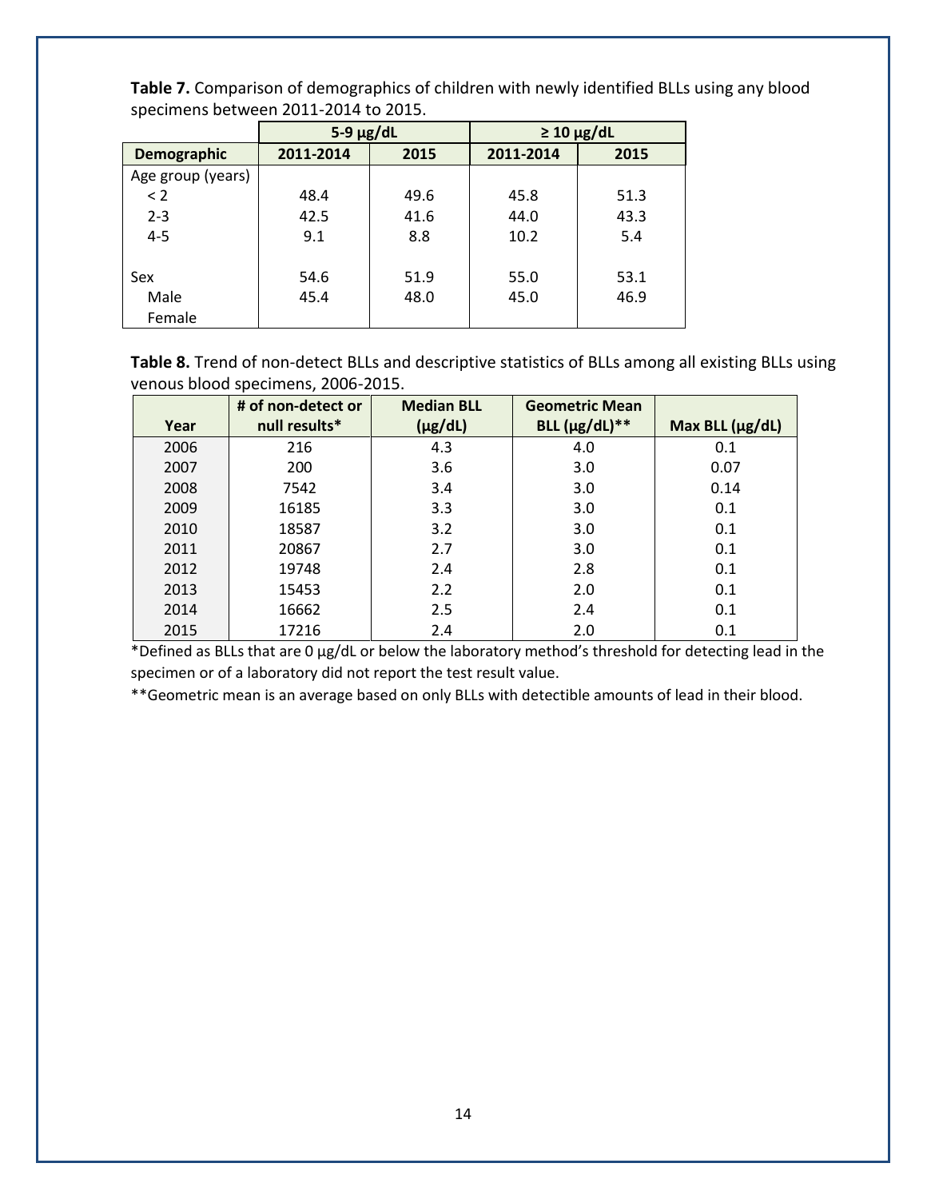**Table 7.** Comparison of demographics of children with newly identified BLLs using any blood specimens between 2011-2014 to 2015.

| | 5-9 µg/dL | | ≥ 10 µg/dL | |
|---|---|---|---|---|
| **Demographic** | **2011-2014** | **2015** | **2011-2014** | **2015** |
| Age group (years) | | | | |
| < 2 | 48.4 | 49.6 | 45.8 | 51.3 |
| 2-3 | 42.5 | 41.6 | 44.0 | 43.3 |
| 4-5 | 9.1 | 8.8 | 10.2 | 5.4 |
| | | | | |
| Sex | 54.6 | 51.9 | 55.0 | 53.1 |
| Male | 45.4 | 48.0 | 45.0 | 46.9 |
| Female | | | | |

**Table 8.** Trend of non-detect BLLs and descriptive statistics of BLLs among all existing BLLs using venous blood specimens, 2006-2015.

| Year | # of non-detect or null results* | Median BLL (µg/dL) | Geometric Mean BLL (µg/dL)** | Max BLL (µg/dL) |
|---|---|---|---|---|
| 2006 | 216 | 4.3 | 4.0 | 0.1 |
| 2007 | 200 | 3.6 | 3.0 | 0.07 |
| 2008 | 7542 | 3.4 | 3.0 | 0.14 |
| 2009 | 16185 | 3.3 | 3.0 | 0.1 |
| 2010 | 18587 | 3.2 | 3.0 | 0.1 |
| 2011 | 20867 | 2.7 | 3.0 | 0.1 |
| 2012 | 19748 | 2.4 | 2.8 | 0.1 |
| 2013 | 15453 | 2.2 | 2.0 | 0.1 |
| 2014 | 16662 | 2.5 | 2.4 | 0.1 |
| 2015 | 17216 | 2.4 | 2.0 | 0.1 |

*Defined as BLLs that are 0 µg/dL or below the laboratory method's threshold for detecting lead in the specimen or of a laboratory did not report the test result value.

**Geometric mean is an average based on only BLLs with detectible amounts of lead in their blood.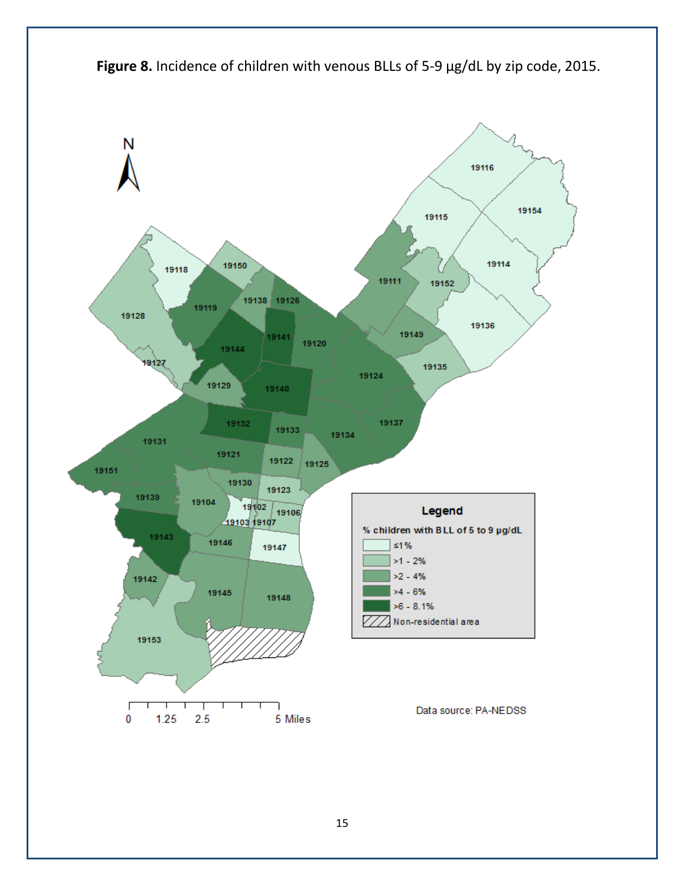**Figure 8.** Incidence of children with venous BLLs of 5-9 µg/dL by zip code, 2015.

Legend

% children with BLL of 5 to 9 µg/dL

- ≤1%
- >1 - 2%
- >2 - 4%
- >4 - 6%
- >6 - 8.1%
- Non-residential area

Data source: PA-NEDSS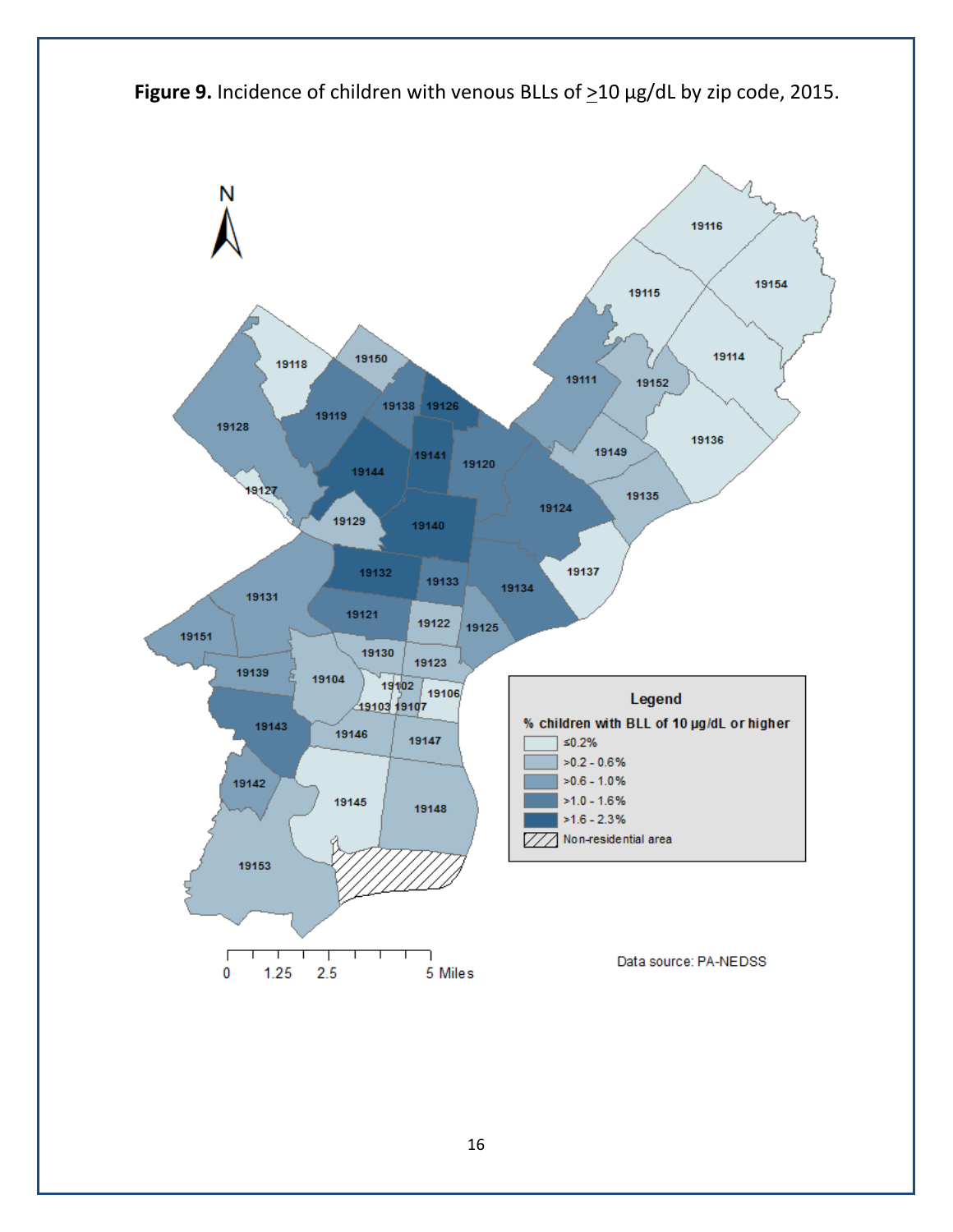**Figure 9.** Incidence of children with venous BLLs of ≥10 µg/dL by zip code, 2015.

Legend

% children with BLL of 10 µg/dL or higher

- ≤0.2%
- >0.2 - 0.6%
- >0.6 - 1.0%
- >1.0 - 1.6%
- >1.6 - 2.3%
- Non-residential area

Data source: PA-NEDSS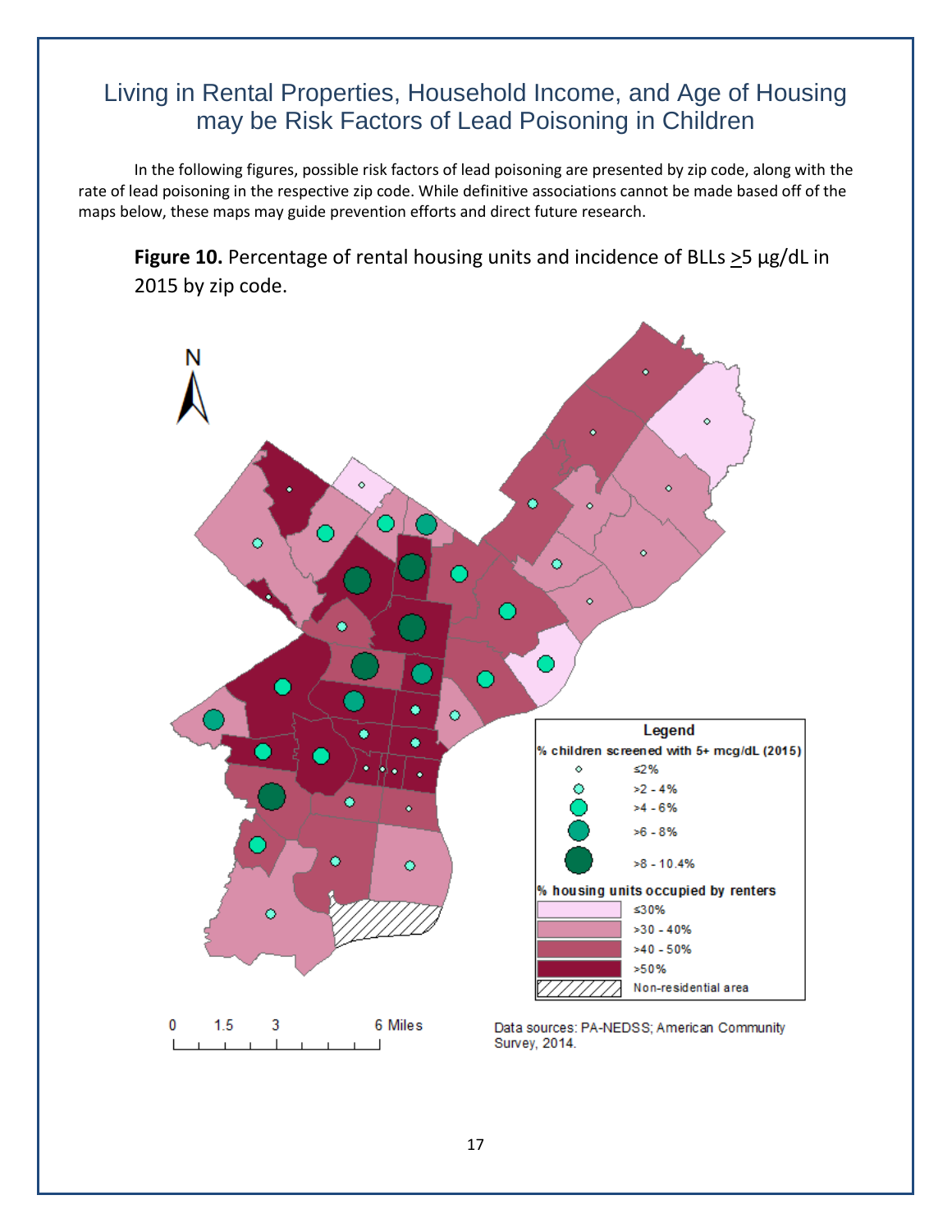# Living in Rental Properties, Household Income, and Age of Housing may be Risk Factors of Lead Poisoning in Children

In the following figures, possible risk factors of lead poisoning are presented by zip code, along with the rate of lead poisoning in the respective zip code. While definitive associations cannot be made based off of the maps below, these maps may guide prevention efforts and direct future research.

**Figure 10.** Percentage of rental housing units and incidence of BLLs ≥5 µg/dL in 2015 by zip code.

Legend

% children screened with 5+ mcg/dL (2015)
- ≤2%
- >2 - 4%
- >4 - 6%
- >6 - 8%
- >8 - 10.4%

% housing units occupied by renters
- ≤30%
- >30 - 40%
- >40 - 50%
- >50%
- Non-residential area

0 1.5 3 6 Miles

Data sources: PA-NEDSS; American Community Survey, 2014.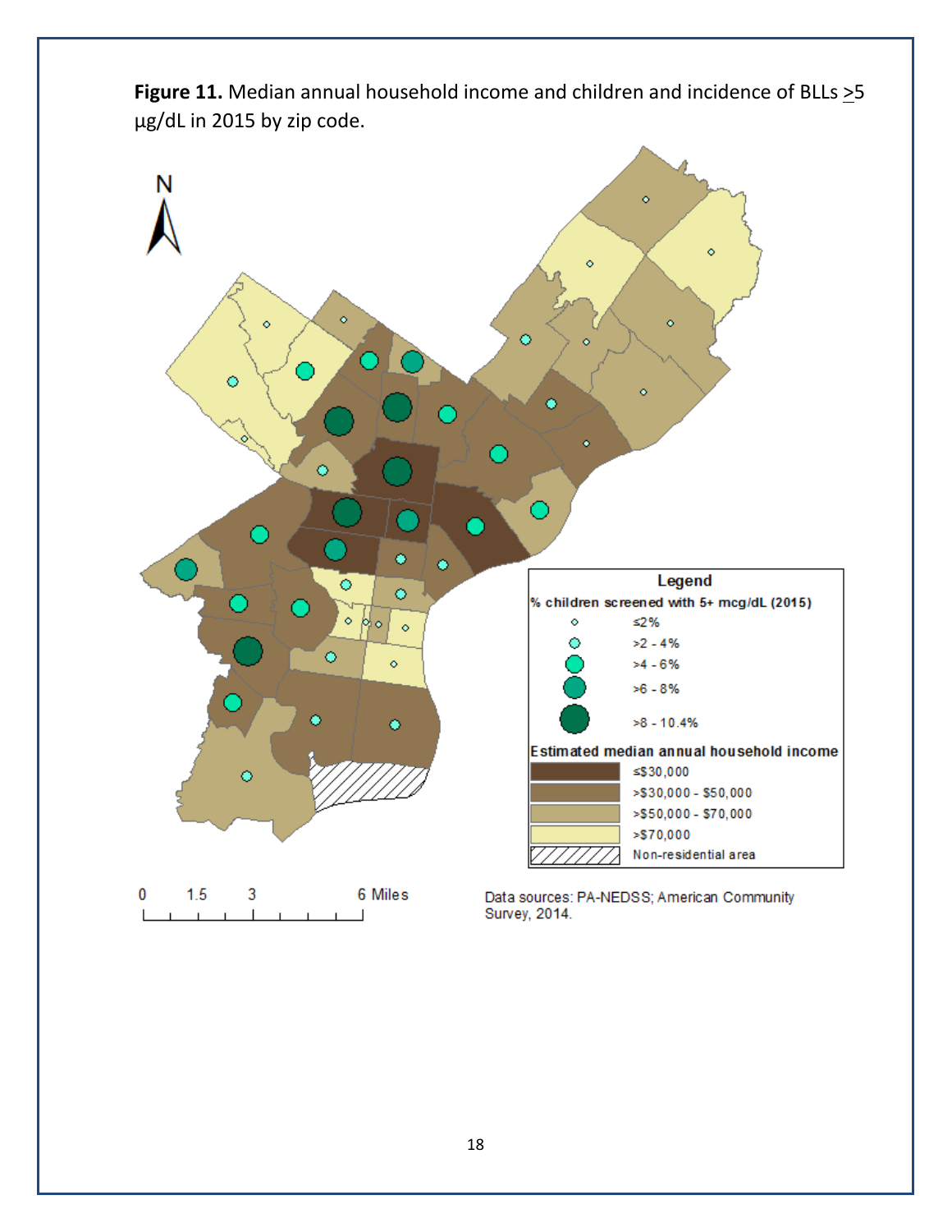**Figure 11.** Median annual household income and children and incidence of BLLs >5 µg/dL in 2015 by zip code.

Legend

% children screened with 5+ mcg/dL (2015)

- ≤2%
- >2 - 4%
- >4 - 6%
- >6 - 8%
- >8 - 10.4%

Estimated median annual household income

- ≤$30,000
- >$30,000 - $50,000
- >$50,000 - $70,000
- >$70,000
- Non-residential area

0 1.5 3 6 Miles

Data sources: PA-NEDSS; American Community Survey, 2014.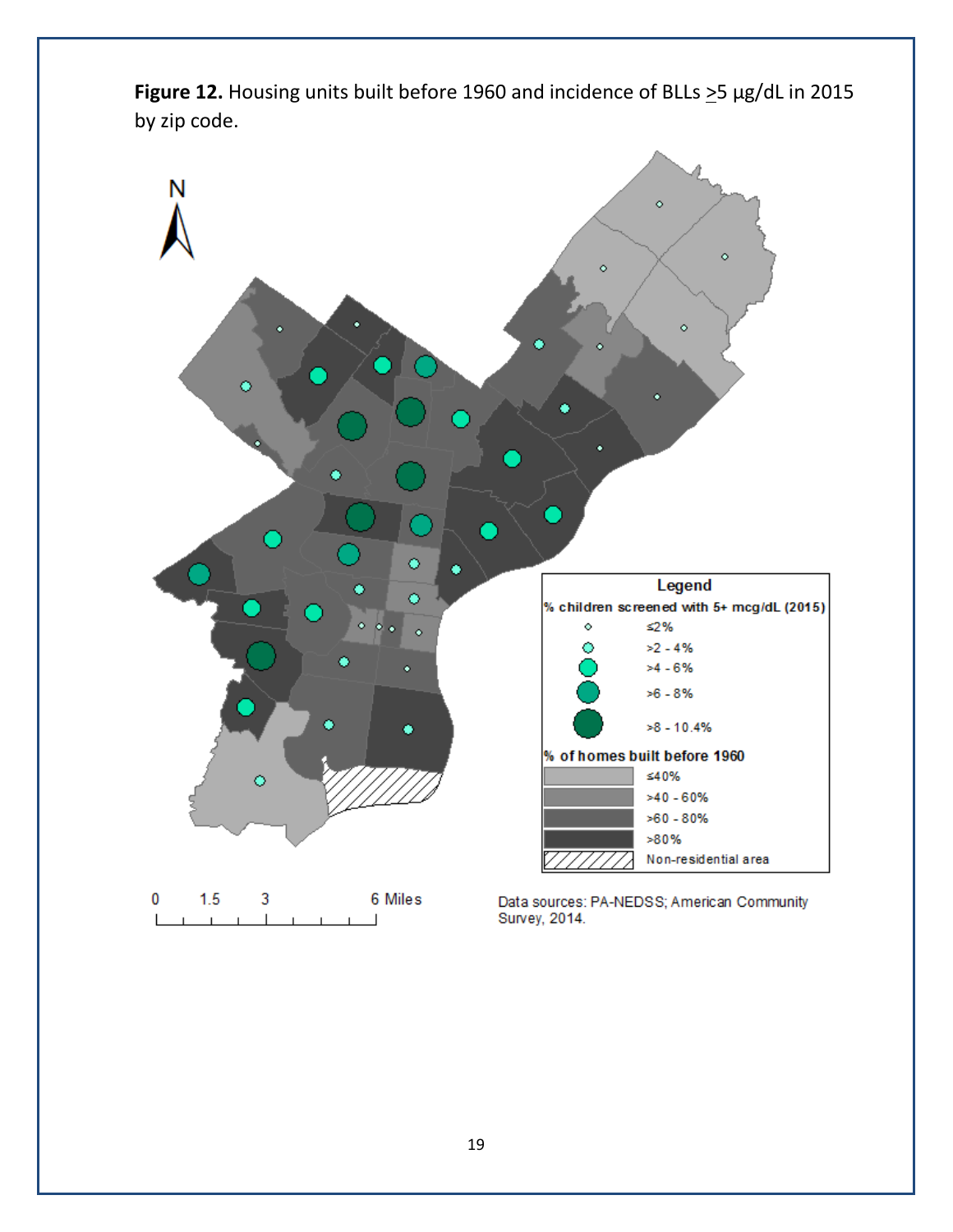**Figure 12.** Housing units built before 1960 and incidence of BLLs ≥5 µg/dL in 2015 by zip code.

Legend

% children screened with 5+ mcg/dL (2015)

- ≤2%
- >2 - 4%
- >4 - 6%
- >6 - 8%
- >8 - 10.4%

% of homes built before 1960

- ≤40%
- >40 - 60%
- >60 - 80%
- >80%
- Non-residential area

0 1.5 3 6 Miles

Data sources: PA-NEDSS; American Community Survey, 2014.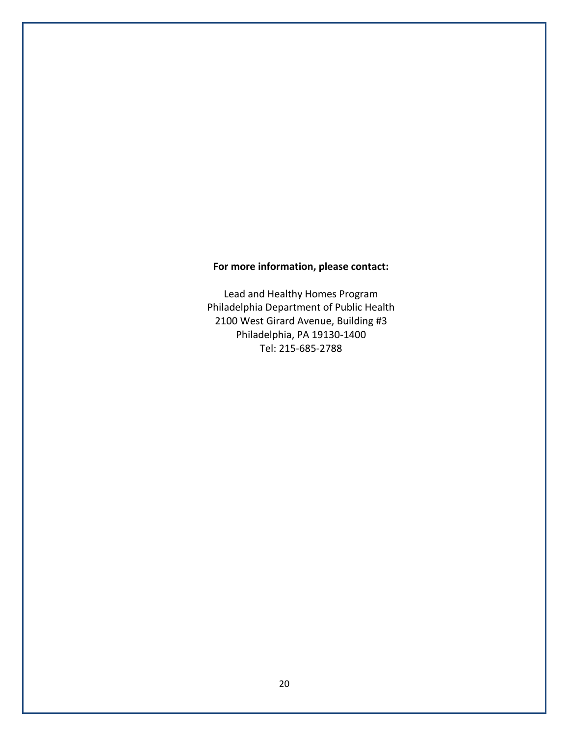**For more information, please contact:**

Lead and Healthy Homes Program
Philadelphia Department of Public Health
2100 West Girard Avenue, Building #3
Philadelphia, PA 19130-1400
Tel: 215-685-2788